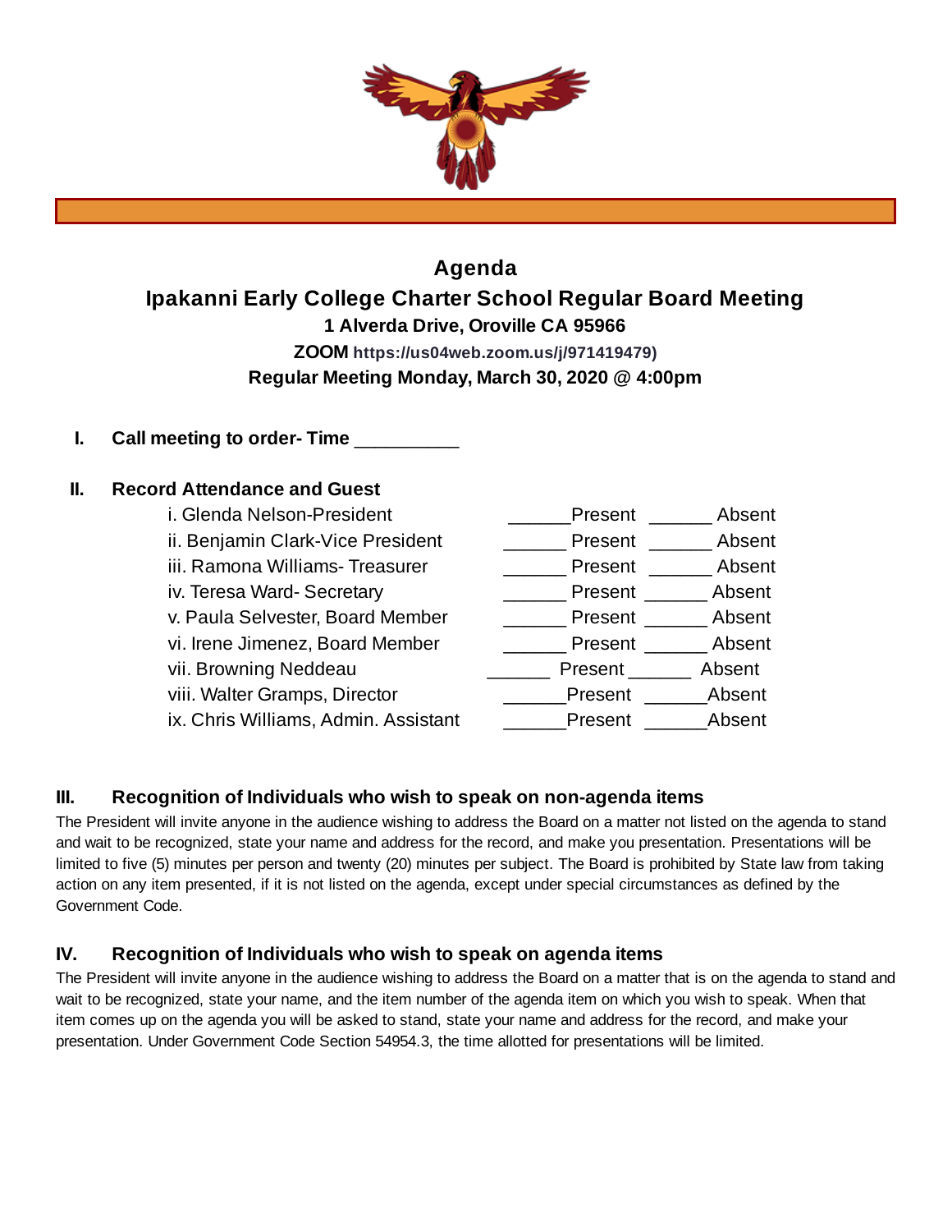# Agenda

## Ipakanni Early College Charter School Regular Board Meeting

**1 Alverda Drive, Oroville CA 95966**

**ZOOM https://us04web.zoom.us/j/971419479)**

**Regular Meeting Monday, March 30, 2020 @ 4:00pm**

**I. Call meeting to order- Time __________**

**II. Record Attendance and Guest**

| | | |
|---|---|---|
| i. Glenda Nelson-President | ______Present | ______ Absent |
| ii. Benjamin Clark-Vice President | ______ Present | ______ Absent |
| iii. Ramona Williams- Treasurer | ______ Present | ______ Absent |
| iv. Teresa Ward- Secretary | ______ Present | ______ Absent |
| v. Paula Selvester, Board Member | ______ Present | ______ Absent |
| vi. Irene Jimenez, Board Member | ______ Present | ______ Absent |
| vii. Browning Neddeau | ______ Present | ______ Absent |
| viii. Walter Gramps, Director | ______Present | ______Absent |
| ix. Chris Williams, Admin. Assistant | ______Present | ______Absent |

### III. Recognition of Individuals who wish to speak on non-agenda items

The President will invite anyone in the audience wishing to address the Board on a matter not listed on the agenda to stand and wait to be recognized, state your name and address for the record, and make you presentation. Presentations will be limited to five (5) minutes per person and twenty (20) minutes per subject. The Board is prohibited by State law from taking action on any item presented, if it is not listed on the agenda, except under special circumstances as defined by the Government Code.

### IV. Recognition of Individuals who wish to speak on agenda items

The President will invite anyone in the audience wishing to address the Board on a matter that is on the agenda to stand and wait to be recognized, state your name, and the item number of the agenda item on which you wish to speak. When that item comes up on the agenda you will be asked to stand, state your name and address for the record, and make your presentation. Under Government Code Section 54954.3, the time allotted for presentations will be limited.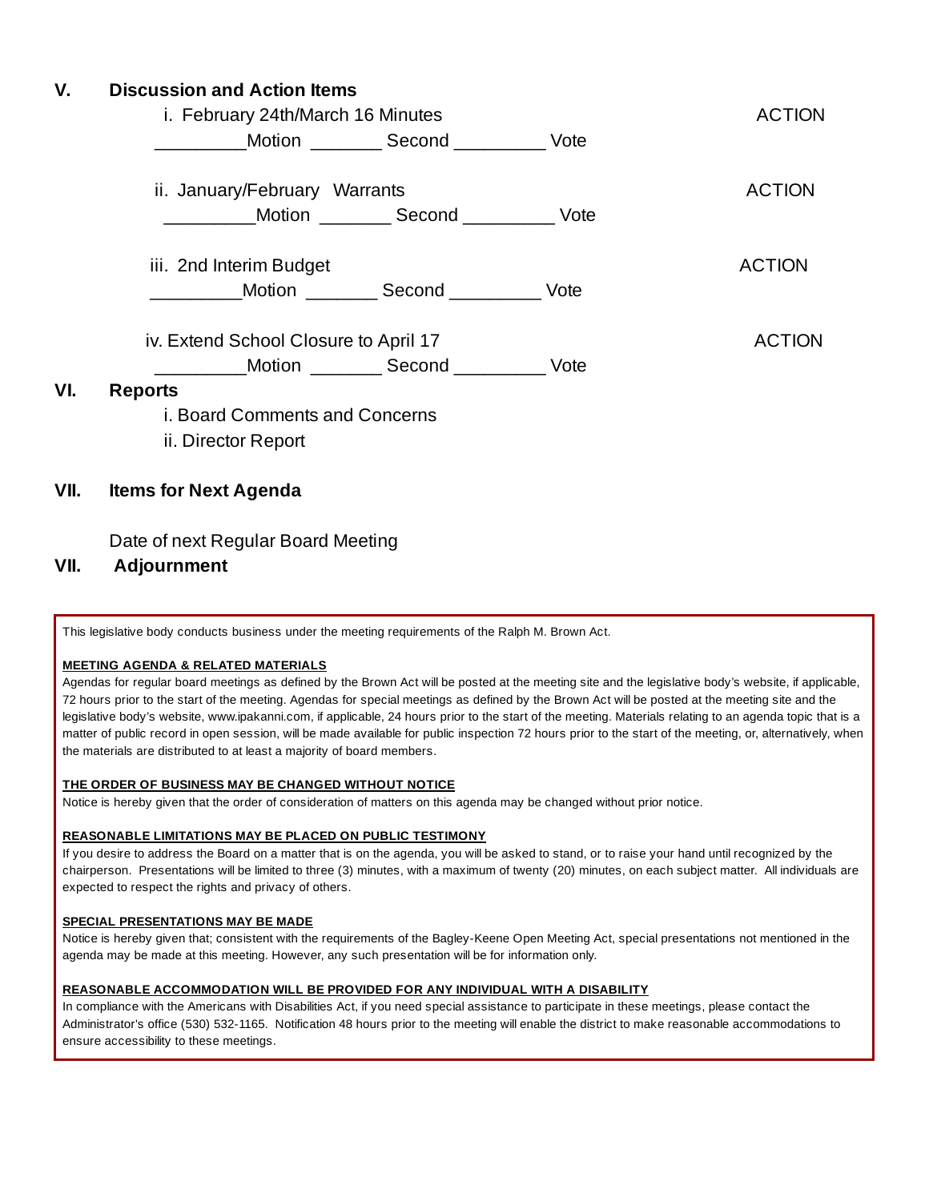## V. Discussion and Action Items

i. February 24th/March 16 Minutes — ACTION

_________Motion _______ Second _________ Vote

ii. January/February Warrants — ACTION

_________Motion _______ Second _________ Vote

iii. 2nd Interim Budget — ACTION

_________Motion _______ Second _________ Vote

iv. Extend School Closure to April 17 — ACTION

_________Motion _______ Second _________ Vote

## VI. Reports

i. Board Comments and Concerns

ii. Director Report

## VII. Items for Next Agenda

Date of next Regular Board Meeting

## VII. Adjournment

This legislative body conducts business under the meeting requirements of the Ralph M. Brown Act.

**MEETING AGENDA & RELATED MATERIALS**

Agendas for regular board meetings as defined by the Brown Act will be posted at the meeting site and the legislative body's website, if applicable, 72 hours prior to the start of the meeting. Agendas for special meetings as defined by the Brown Act will be posted at the meeting site and the legislative body's website, www.ipakanni.com, if applicable, 24 hours prior to the start of the meeting. Materials relating to an agenda topic that is a matter of public record in open session, will be made available for public inspection 72 hours prior to the start of the meeting, or, alternatively, when the materials are distributed to at least a majority of board members.

**THE ORDER OF BUSINESS MAY BE CHANGED WITHOUT NOTICE**

Notice is hereby given that the order of consideration of matters on this agenda may be changed without prior notice.

**REASONABLE LIMITATIONS MAY BE PLACED ON PUBLIC TESTIMONY**

If you desire to address the Board on a matter that is on the agenda, you will be asked to stand, or to raise your hand until recognized by the chairperson. Presentations will be limited to three (3) minutes, with a maximum of twenty (20) minutes, on each subject matter. All individuals are expected to respect the rights and privacy of others.

**SPECIAL PRESENTATIONS MAY BE MADE**

Notice is hereby given that; consistent with the requirements of the Bagley-Keene Open Meeting Act, special presentations not mentioned in the agenda may be made at this meeting. However, any such presentation will be for information only.

**REASONABLE ACCOMMODATION WILL BE PROVIDED FOR ANY INDIVIDUAL WITH A DISABILITY**

In compliance with the Americans with Disabilities Act, if you need special assistance to participate in these meetings, please contact the Administrator's office (530) 532-1165. Notification 48 hours prior to the meeting will enable the district to make reasonable accommodations to ensure accessibility to these meetings.